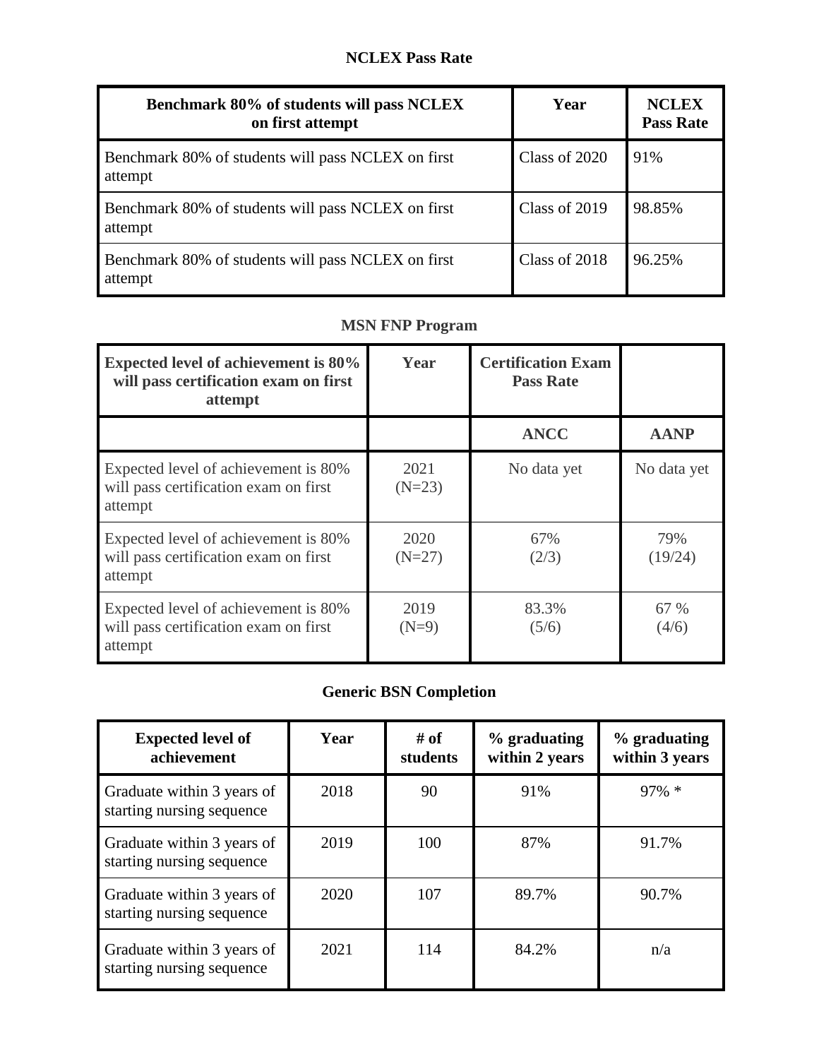## NCLEX Pass Rate

| Benchmark 80% of students will pass NCLEX on first attempt | Year | NCLEX Pass Rate |
|---|---|---|
| Benchmark 80% of students will pass NCLEX on first attempt | Class of 2020 | 91% |
| Benchmark 80% of students will pass NCLEX on first attempt | Class of 2019 | 98.85% |
| Benchmark 80% of students will pass NCLEX on first attempt | Class of 2018 | 96.25% |

## MSN FNP Program

| Expected level of achievement is 80% will pass certification exam on first attempt | Year | Certification Exam Pass Rate | |
|---|---|---|---|
| | | ANCC | AANP |
| Expected level of achievement is 80% will pass certification exam on first attempt | 2021 (N=23) | No data yet | No data yet |
| Expected level of achievement is 80% will pass certification exam on first attempt | 2020 (N=27) | 67% (2/3) | 79% (19/24) |
| Expected level of achievement is 80% will pass certification exam on first attempt | 2019 (N=9) | 83.3% (5/6) | 67 % (4/6) |

## Generic BSN Completion

| Expected level of achievement | Year | # of students | % graduating within 2 years | % graduating within 3 years |
|---|---|---|---|---|
| Graduate within 3 years of starting nursing sequence | 2018 | 90 | 91% | 97% * |
| Graduate within 3 years of starting nursing sequence | 2019 | 100 | 87% | 91.7% |
| Graduate within 3 years of starting nursing sequence | 2020 | 107 | 89.7% | 90.7% |
| Graduate within 3 years of starting nursing sequence | 2021 | 114 | 84.2% | n/a |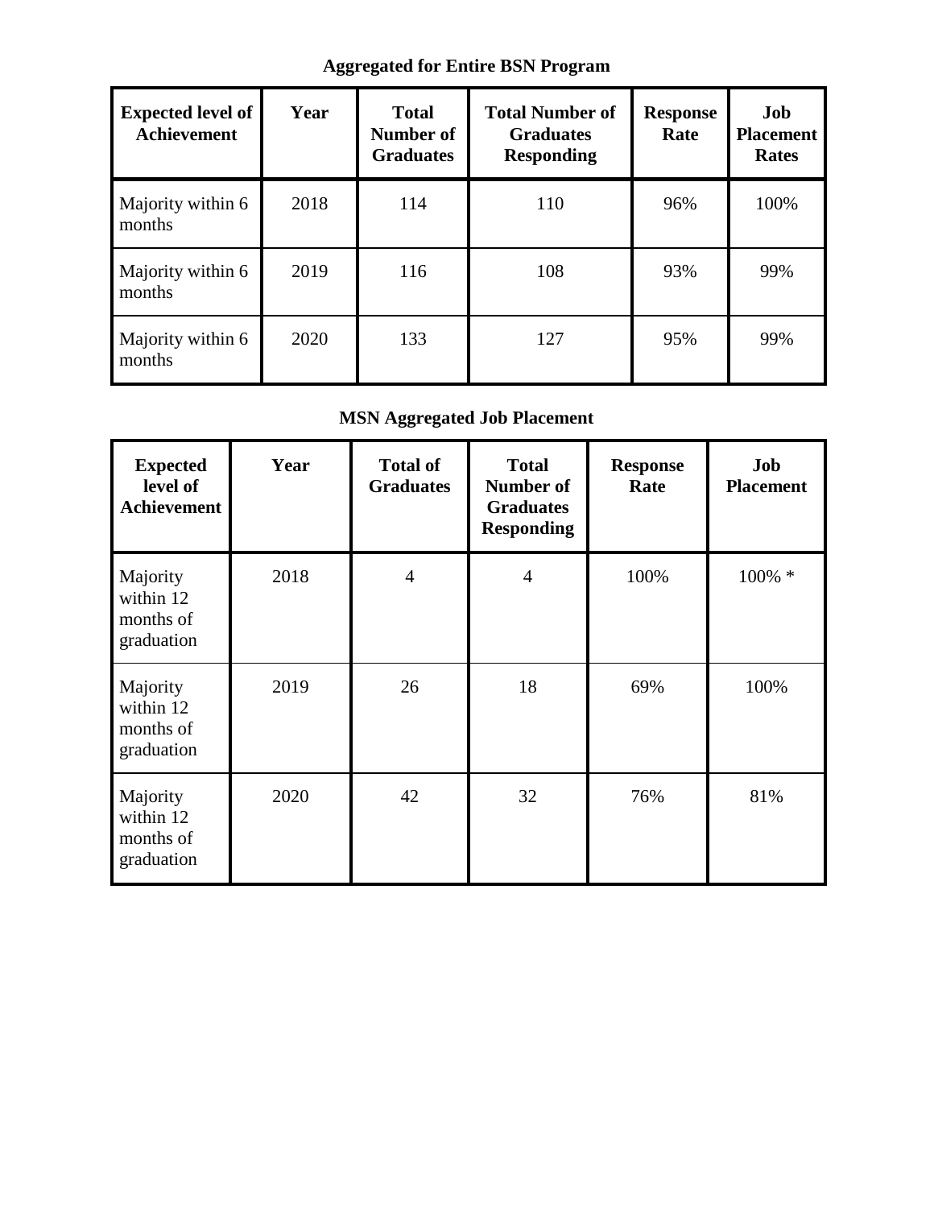**Aggregated for Entire BSN Program**

| Expected level of Achievement | Year | Total Number of Graduates | Total Number of Graduates Responding | Response Rate | Job Placement Rates |
|---|---|---|---|---|---|
| Majority within 6 months | 2018 | 114 | 110 | 96% | 100% |
| Majority within 6 months | 2019 | 116 | 108 | 93% | 99% |
| Majority within 6 months | 2020 | 133 | 127 | 95% | 99% |

**MSN Aggregated Job Placement**

| Expected level of Achievement | Year | Total of Graduates | Total Number of Graduates Responding | Response Rate | Job Placement |
|---|---|---|---|---|---|
| Majority within 12 months of graduation | 2018 | 4 | 4 | 100% | 100% * |
| Majority within 12 months of graduation | 2019 | 26 | 18 | 69% | 100% |
| Majority within 12 months of graduation | 2020 | 42 | 32 | 76% | 81% |